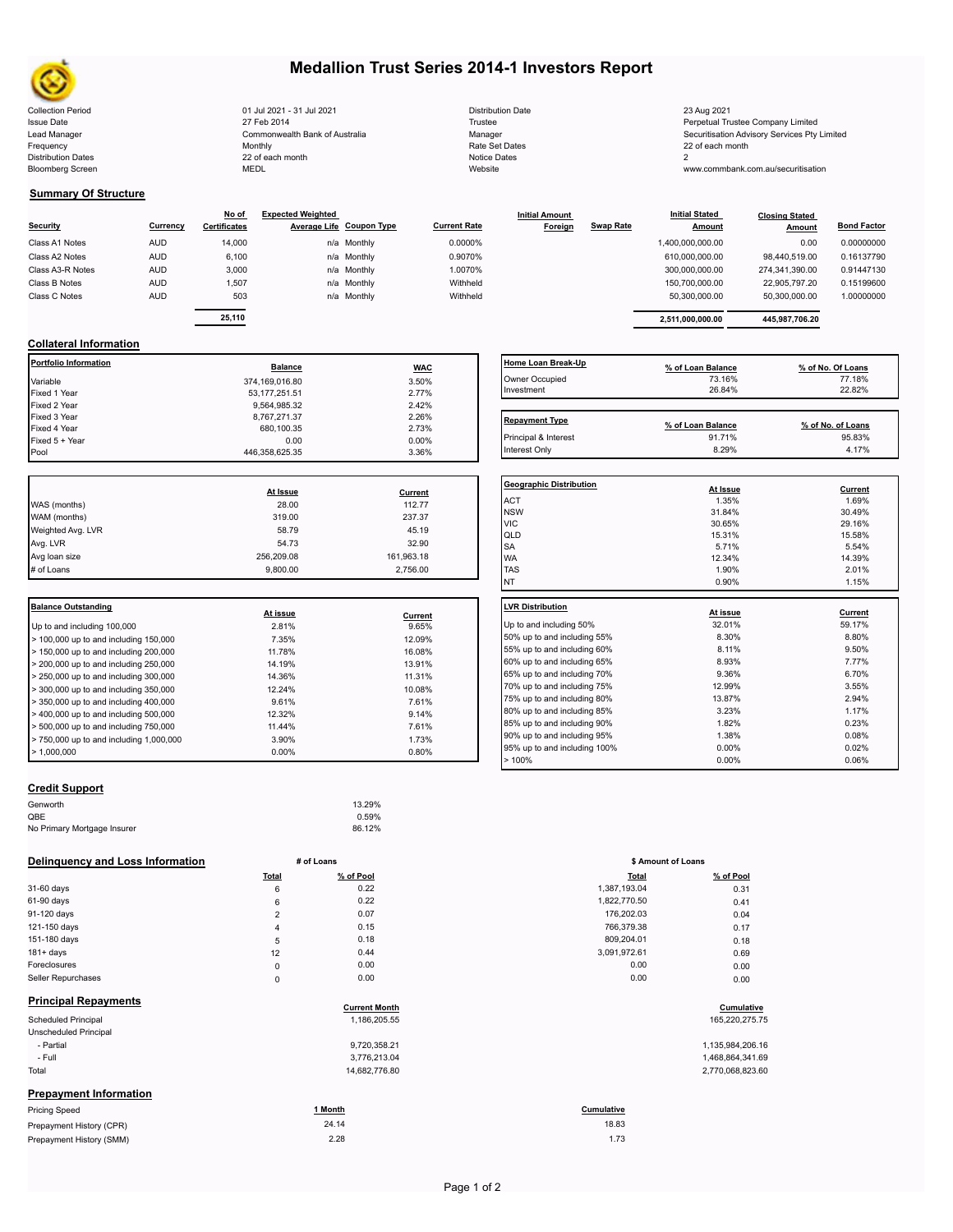# Medallion Trust Series 2014-1 Investors Report

| | | | |
|---|---|---|---|
| Collection Period | 01 Jul 2021 - 31 Jul 2021 | Distribution Date | 23 Aug 2021 |
| Issue Date | 27 Feb 2014 | Trustee | Perpetual Trustee Company Limited |
| Lead Manager | Commonwealth Bank of Australia | Manager | Securitisation Advisory Services Pty Limited |
| Frequency | Monthly | Rate Set Dates | 22 of each month |
| Distribution Dates | 22 of each month | Notice Dates | 2 |
| Bloomberg Screen | MEDL | Website | www.commbank.com.au/securitisation |

## Summary Of Structure

| Security | Currency | No of Certificates | Expected Weighted Average Life | Coupon Type | Current Rate | Initial Amount Foreign | Swap Rate | Initial Stated Amount | Closing Stated Amount | Bond Factor |
|---|---|---|---|---|---|---|---|---|---|---|
| Class A1 Notes | AUD | 14,000 | n/a | Monthly | 0.0000% | | | 1,400,000,000.00 | 0.00 | 0.00000000 |
| Class A2 Notes | AUD | 6,100 | n/a | Monthly | 0.9070% | | | 610,000,000.00 | 98,440,519.00 | 0.16137790 |
| Class A3-R Notes | AUD | 3,000 | n/a | Monthly | 1.0070% | | | 300,000,000.00 | 274,341,390.00 | 0.91447130 |
| Class B Notes | AUD | 1,507 | n/a | Monthly | Withheld | | | 150,700,000.00 | 22,905,797.20 | 0.15199600 |
| Class C Notes | AUD | 503 | n/a | Monthly | Withheld | | | 50,300,000.00 | 50,300,000.00 | 1.00000000 |
| | | 25,110 | | | | | | 2,511,000,000.00 | 445,987,706.20 | |

## Collateral Information

| Portfolio Information | Balance | WAC |
|---|---|---|
| Variable | 374,169,016.80 | 3.50% |
| Fixed 1 Year | 53,177,251.51 | 2.77% |
| Fixed 2 Year | 9,564,985.32 | 2.42% |
| Fixed 3 Year | 8,767,271.37 | 2.26% |
| Fixed 4 Year | 680,100.35 | 2.73% |
| Fixed 5 + Year | 0.00 | 0.00% |
| Pool | 446,358,625.35 | 3.36% |

| Home Loan Break-Up | % of Loan Balance | % of No. Of Loans |
|---|---|---|
| Owner Occupied | 73.16% | 77.18% |
| Investment | 26.84% | 22.82% |

| Repayment Type | % of Loan Balance | % of No. of Loans |
|---|---|---|
| Principal & Interest | 91.71% | 95.83% |
| Interest Only | 8.29% | 4.17% |

| | At Issue | Current |
|---|---|---|
| WAS (months) | 28.00 | 112.77 |
| WAM (months) | 319.00 | 237.37 |
| Weighted Avg. LVR | 58.79 | 45.19 |
| Avg. LVR | 54.73 | 32.90 |
| Avg loan size | 256,209.08 | 161,963.18 |
| # of Loans | 9,800.00 | 2,756.00 |

| Geographic Distribution | At Issue | Current |
|---|---|---|
| ACT | 1.35% | 1.69% |
| NSW | 31.84% | 30.49% |
| VIC | 30.65% | 29.16% |
| QLD | 15.31% | 15.58% |
| SA | 5.71% | 5.54% |
| WA | 12.34% | 14.39% |
| TAS | 1.90% | 2.01% |
| NT | 0.90% | 1.15% |

| Balance Outstanding | At issue | Current |
|---|---|---|
| Up to and including 100,000 | 2.81% | 9.65% |
| > 100,000 up to and including 150,000 | 7.35% | 12.09% |
| > 150,000 up to and including 200,000 | 11.78% | 16.08% |
| > 200,000 up to and including 250,000 | 14.19% | 13.91% |
| > 250,000 up to and including 300,000 | 14.36% | 11.31% |
| > 300,000 up to and including 350,000 | 12.24% | 10.08% |
| > 350,000 up to and including 400,000 | 9.61% | 7.61% |
| > 400,000 up to and including 500,000 | 12.32% | 9.14% |
| > 500,000 up to and including 750,000 | 11.44% | 7.61% |
| > 750,000 up to and including 1,000,000 | 3.90% | 1.73% |
| > 1,000,000 | 0.00% | 0.80% |

| LVR Distribution | At issue | Current |
|---|---|---|
| Up to and including 50% | 32.01% | 59.17% |
| 50% up to and including 55% | 8.30% | 8.80% |
| 55% up to and including 60% | 8.11% | 9.50% |
| 60% up to and including 65% | 8.93% | 7.77% |
| 65% up to and including 70% | 9.36% | 6.70% |
| 70% up to and including 75% | 12.99% | 3.55% |
| 75% up to and including 80% | 13.87% | 2.94% |
| 80% up to and including 85% | 3.23% | 1.17% |
| 85% up to and including 90% | 1.82% | 0.23% |
| 90% up to and including 95% | 1.38% | 0.08% |
| 95% up to and including 100% | 0.00% | 0.02% |
| > 100% | 0.00% | 0.06% |

## Credit Support

| | |
|---|---|
| Genworth | 13.29% |
| QBE | 0.59% |
| No Primary Mortgage Insurer | 86.12% |

## Delinquency and Loss Information

| | # of Loans Total | # of Loans % of Pool | $ Amount of Loans Total | $ Amount of Loans % of Pool |
|---|---|---|---|---|
| 31-60 days | 6 | 0.22 | 1,387,193.04 | 0.31 |
| 61-90 days | 6 | 0.22 | 1,822,770.50 | 0.41 |
| 91-120 days | 2 | 0.07 | 176,202.03 | 0.04 |
| 121-150 days | 4 | 0.15 | 766,379.38 | 0.17 |
| 151-180 days | 5 | 0.18 | 809,204.01 | 0.18 |
| 181+ days | 12 | 0.44 | 3,091,972.61 | 0.69 |
| Foreclosures | 0 | 0.00 | 0.00 | 0.00 |
| Seller Repurchases | 0 | 0.00 | 0.00 | 0.00 |

## Principal Repayments

| | Current Month | Cumulative |
|---|---|---|
| Scheduled Principal | 1,186,205.55 | 165,220,275.75 |
| Unscheduled Principal | | |
| - Partial | 9,720,358.21 | 1,135,984,206.16 |
| - Full | 3,776,213.04 | 1,468,864,341.69 |
| Total | 14,682,776.80 | 2,770,068,823.60 |

## Prepayment Information

| Pricing Speed | 1 Month | Cumulative |
|---|---|---|
| Prepayment History (CPR) | 24.14 | 18.83 |
| Prepayment History (SMM) | 2.28 | 1.73 |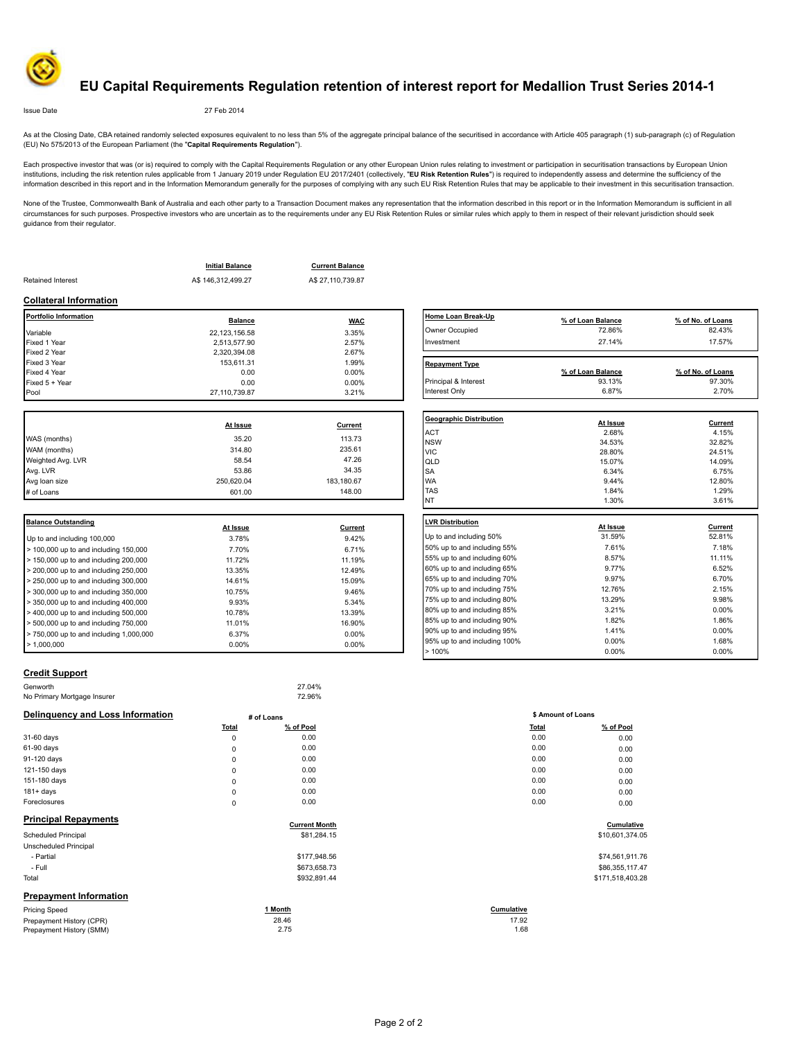# EU Capital Requirements Regulation retention of interest report for Medallion Trust Series 2014-1

Issue Date 27 Feb 2014

As at the Closing Date, CBA retained randomly selected exposures equivalent to no less than 5% of the aggregate principal balance of the securitised in accordance with Article 405 paragraph (1) sub-paragraph (c) of Regulation (EU) No 575/2013 of the European Parliament (the "**Capital Requirements Regulation**").

Each prospective investor that was (or is) required to comply with the Capital Requirements Regulation or any other European Union rules relating to investment or participation in securitisation transactions by European Union institutions, including the risk retention rules applicable from 1 January 2019 under Regulation EU 2017/2401 (collectively, "**EU Risk Retention Rules**") is required to independently assess and determine the sufficiency of the information described in this report and in the Information Memorandum generally for the purposes of complying with any such EU Risk Retention Rules that may be applicable to their investment in this securitisation transaction.

None of the Trustee, Commonwealth Bank of Australia and each other party to a Transaction Document makes any representation that the information described in this report or in the Information Memorandum is sufficient in all circumstances for such purposes. Prospective investors who are uncertain as to the requirements under any EU Risk Retention Rules or similar rules which apply to them in respect of their relevant jurisdiction should seek guidance from their regulator.

| | Initial Balance | Current Balance |
|---|---|---|
| Retained Interest | A$ 146,312,499.27 | A$ 27,110,739.87 |

## Collateral Information

| Portfolio Information | Balance | WAC |
|---|---|---|
| Variable | 22,123,156.58 | 3.35% |
| Fixed 1 Year | 2,513,577.90 | 2.57% |
| Fixed 2 Year | 2,320,394.08 | 2.67% |
| Fixed 3 Year | 153,611.31 | 1.99% |
| Fixed 4 Year | 0.00 | 0.00% |
| Fixed 5 + Year | 0.00 | 0.00% |
| Pool | 27,110,739.87 | 3.21% |

| Home Loan Break-Up | % of Loan Balance | % of No. of Loans |
|---|---|---|
| Owner Occupied | 72.86% | 82.43% |
| Investment | 27.14% | 17.57% |

| Repayment Type | % of Loan Balance | % of No. of Loans |
|---|---|---|
| Principal & Interest | 93.13% | 97.30% |
| Interest Only | 6.87% | 2.70% |

| | At Issue | Current |
|---|---|---|
| WAS (months) | 35.20 | 113.73 |
| WAM (months) | 314.80 | 235.61 |
| Weighted Avg. LVR | 58.54 | 47.26 |
| Avg. LVR | 53.86 | 34.35 |
| Avg loan size | 250,620.04 | 183,180.67 |
| # of Loans | 601.00 | 148.00 |

| Geographic Distribution | At Issue | Current |
|---|---|---|
| ACT | 2.68% | 4.15% |
| NSW | 34.53% | 32.82% |
| VIC | 28.80% | 24.51% |
| QLD | 15.07% | 14.09% |
| SA | 6.34% | 6.75% |
| WA | 9.44% | 12.80% |
| TAS | 1.84% | 1.29% |
| NT | 1.30% | 3.61% |

| Balance Outstanding | At Issue | Current |
|---|---|---|
| Up to and including 100,000 | 3.78% | 9.42% |
| > 100,000 up to and including 150,000 | 7.70% | 6.71% |
| > 150,000 up to and including 200,000 | 11.72% | 11.19% |
| > 200,000 up to and including 250,000 | 13.35% | 12.49% |
| > 250,000 up to and including 300,000 | 14.61% | 15.09% |
| > 300,000 up to and including 350,000 | 10.75% | 9.46% |
| > 350,000 up to and including 400,000 | 9.93% | 5.34% |
| > 400,000 up to and including 500,000 | 10.78% | 13.39% |
| > 500,000 up to and including 750,000 | 11.01% | 16.90% |
| > 750,000 up to and including 1,000,000 | 6.37% | 0.00% |
| > 1,000,000 | 0.00% | 0.00% |

| LVR Distribution | At Issue | Current |
|---|---|---|
| Up to and including 50% | 31.59% | 52.81% |
| 50% up to and including 55% | 7.61% | 7.18% |
| 55% up to and including 60% | 8.57% | 11.11% |
| 60% up to and including 65% | 9.77% | 6.52% |
| 65% up to and including 70% | 9.97% | 6.70% |
| 70% up to and including 75% | 12.76% | 2.15% |
| 75% up to and including 80% | 13.29% | 9.98% |
| 80% up to and including 85% | 3.21% | 0.00% |
| 85% up to and including 90% | 1.82% | 1.86% |
| 90% up to and including 95% | 1.41% | 0.00% |
| 95% up to and including 100% | 0.00% | 1.68% |
| > 100% | 0.00% | 0.00% |

## Credit Support

| | |
|---|---|
| Genworth | 27.04% |
| No Primary Mortgage Insurer | 72.96% |

## Delinquency and Loss Information

| | # of Loans Total | # of Loans % of Pool | \$ Amount of Loans Total | \$ Amount of Loans % of Pool |
|---|---|---|---|---|
| 31-60 days | 0 | 0.00 | 0.00 | 0.00 |
| 61-90 days | 0 | 0.00 | 0.00 | 0.00 |
| 91-120 days | 0 | 0.00 | 0.00 | 0.00 |
| 121-150 days | 0 | 0.00 | 0.00 | 0.00 |
| 151-180 days | 0 | 0.00 | 0.00 | 0.00 |
| 181+ days | 0 | 0.00 | 0.00 | 0.00 |
| Foreclosures | 0 | 0.00 | 0.00 | 0.00 |

## Principal Repayments

| | Current Month | Cumulative |
|---|---|---|
| Scheduled Principal | $81,284.15 | $10,601,374.05 |
| Unscheduled Principal | | |
| - Partial | $177,948.56 | $74,561,911.76 |
| - Full | $673,658.73 | $86,355,117.47 |
| Total | $932,891.44 | $171,518,403.28 |

## Prepayment Information

| Pricing Speed | 1 Month | Cumulative |
|---|---|---|
| Prepayment History (CPR) | 28.46 | 17.92 |
| Prepayment History (SMM) | 2.75 | 1.68 |